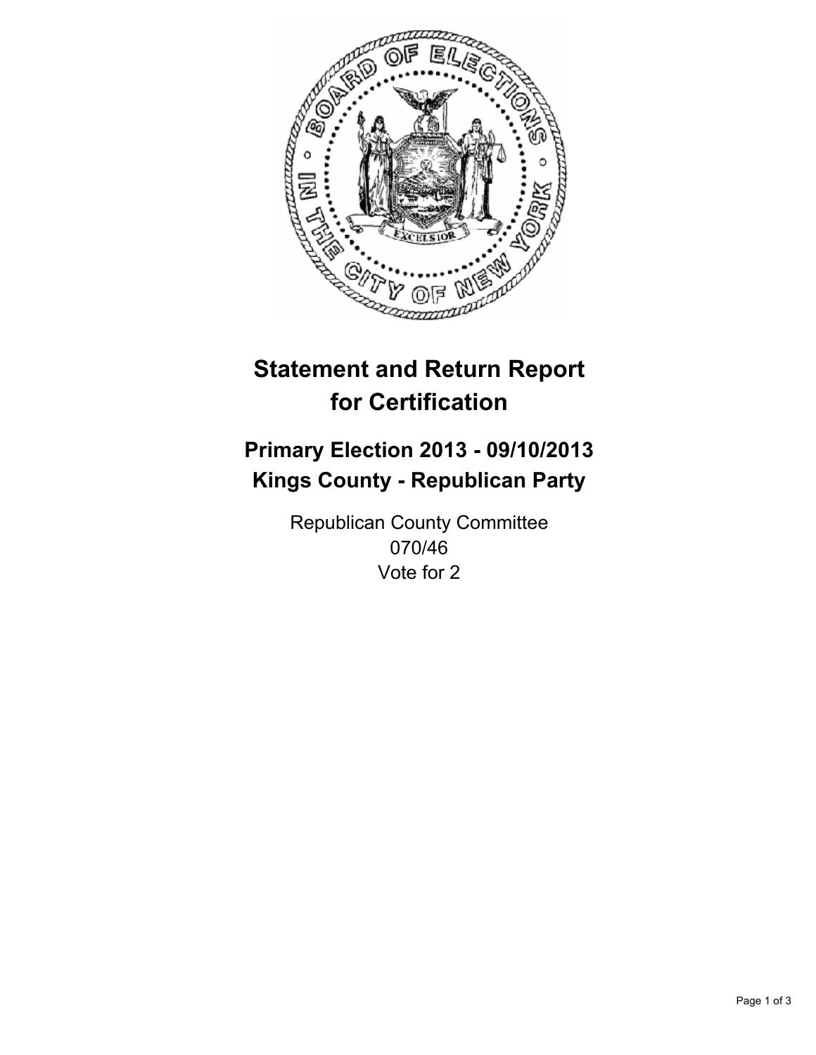# Statement and Return Report for Certification

## Primary Election 2013 - 09/10/2013
## Kings County - Republican Party

Republican County Committee
070/46
Vote for 2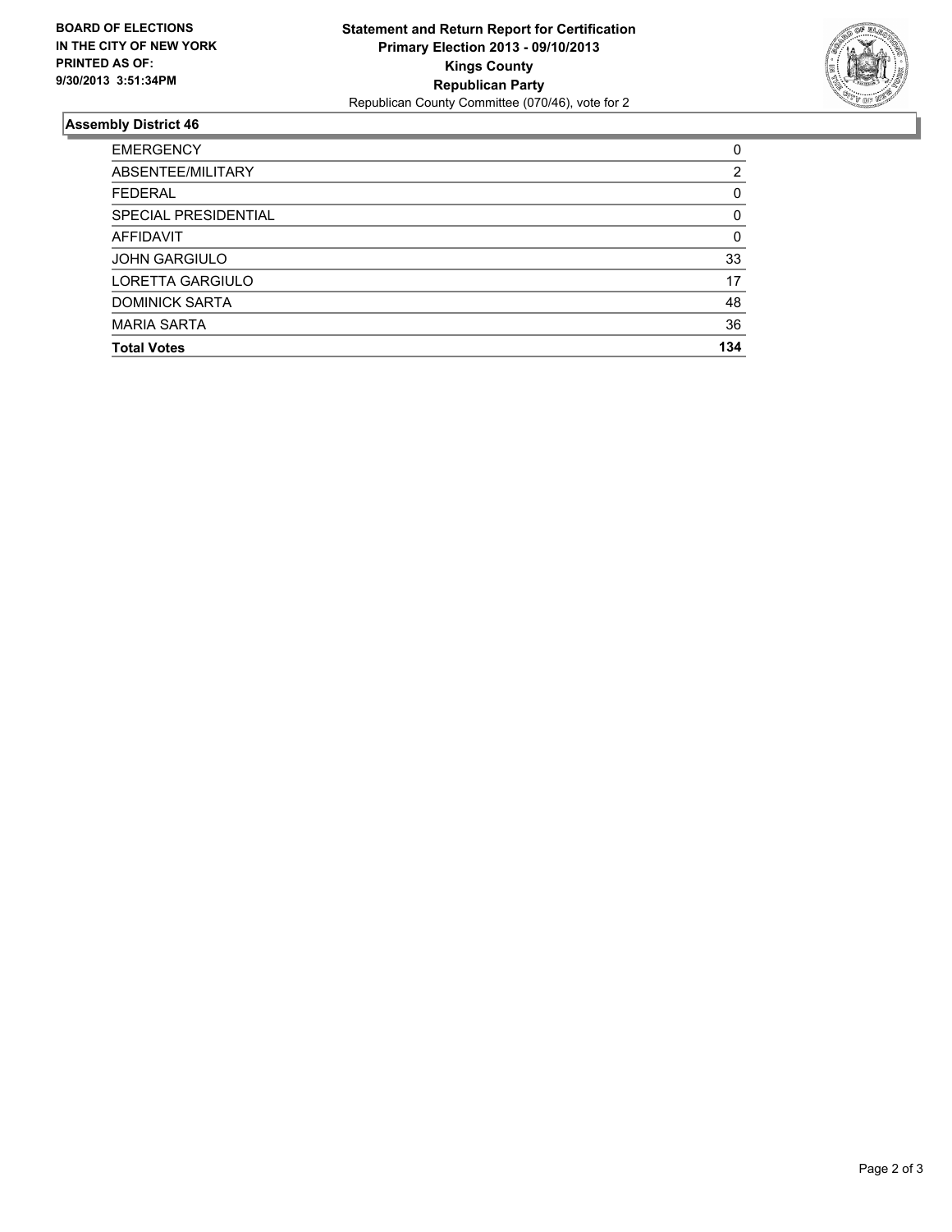**BOARD OF ELECTIONS IN THE CITY OF NEW YORK PRINTED AS OF: 9/30/2013 3:51:34PM**

**Statement and Return Report for Certification**
**Primary Election 2013 - 09/10/2013**
**Kings County**
**Republican Party**
Republican County Committee (070/46), vote for 2

## Assembly District 46

| | |
|---|---|
| EMERGENCY | 0 |
| ABSENTEE/MILITARY | 2 |
| FEDERAL | 0 |
| SPECIAL PRESIDENTIAL | 0 |
| AFFIDAVIT | 0 |
| JOHN GARGIULO | 33 |
| LORETTA GARGIULO | 17 |
| DOMINICK SARTA | 48 |
| MARIA SARTA | 36 |
| **Total Votes** | **134** |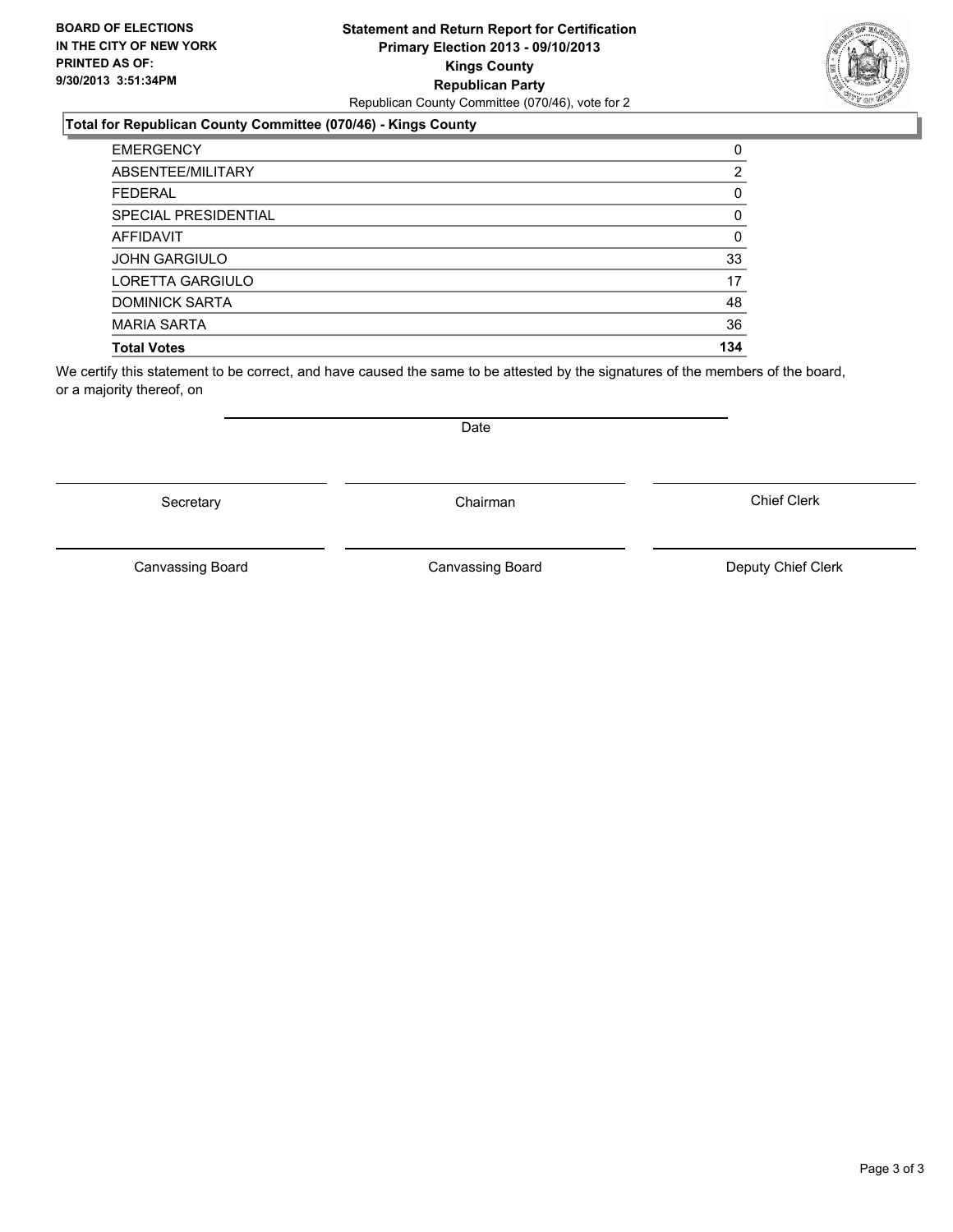**BOARD OF ELECTIONS IN THE CITY OF NEW YORK PRINTED AS OF: 9/30/2013 3:51:34PM**

**Statement and Return Report for Certification**
**Primary Election 2013 - 09/10/2013**
**Kings County**
**Republican Party**
Republican County Committee (070/46), vote for 2

### Total for Republican County Committee (070/46) - Kings County

| | |
|---|---|
| EMERGENCY | 0 |
| ABSENTEE/MILITARY | 2 |
| FEDERAL | 0 |
| SPECIAL PRESIDENTIAL | 0 |
| AFFIDAVIT | 0 |
| JOHN GARGIULO | 33 |
| LORETTA GARGIULO | 17 |
| DOMINICK SARTA | 48 |
| MARIA SARTA | 36 |
| **Total Votes** | **134** |

We certify this statement to be correct, and have caused the same to be attested by the signatures of the members of the board, or a majority thereof, on

Date

Secretary

Chairman

Chief Clerk

Canvassing Board

Canvassing Board

Deputy Chief Clerk